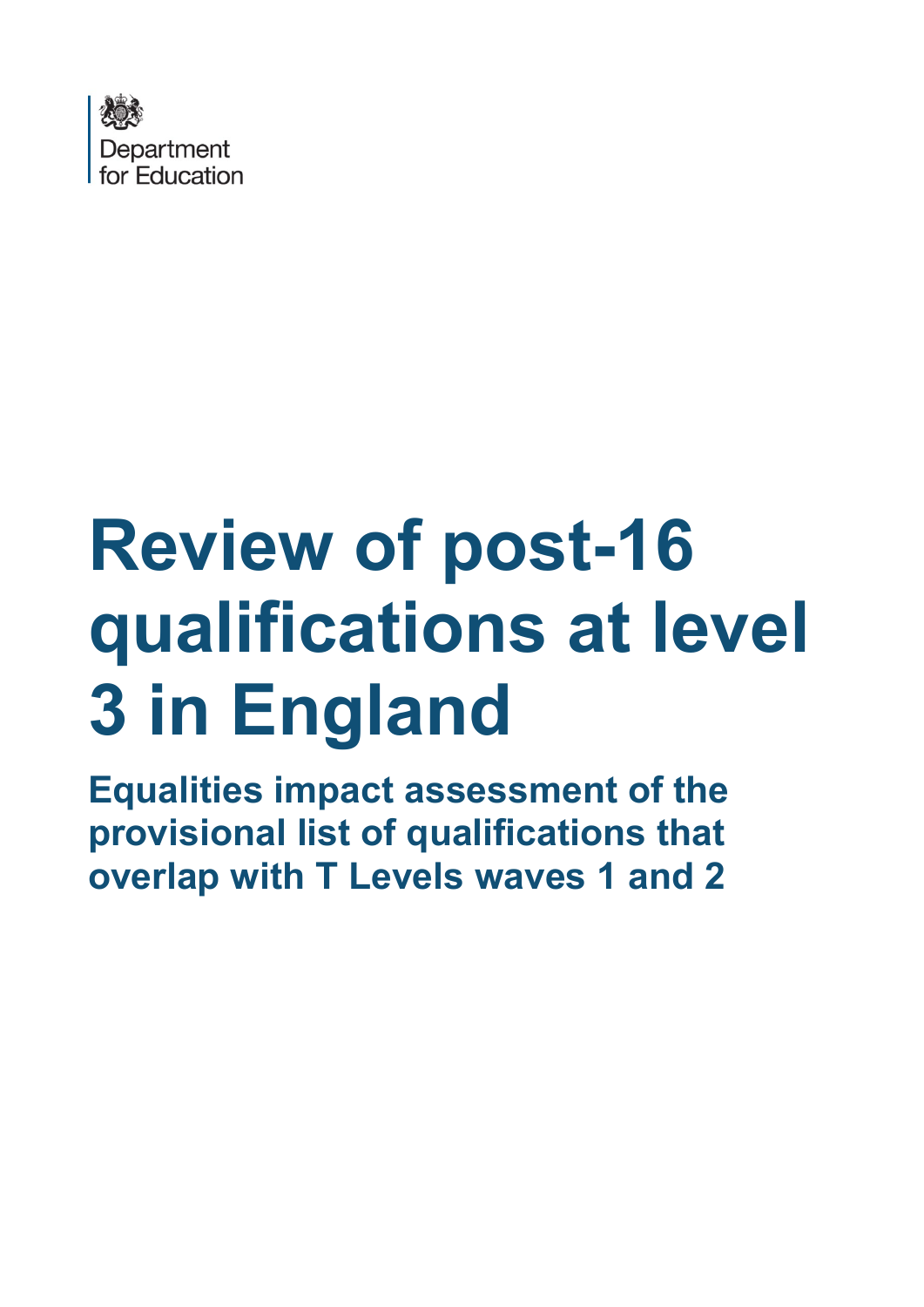Department for Education

# Review of post-16 qualifications at level 3 in England

## Equalities impact assessment of the provisional list of qualifications that overlap with T Levels waves 1 and 2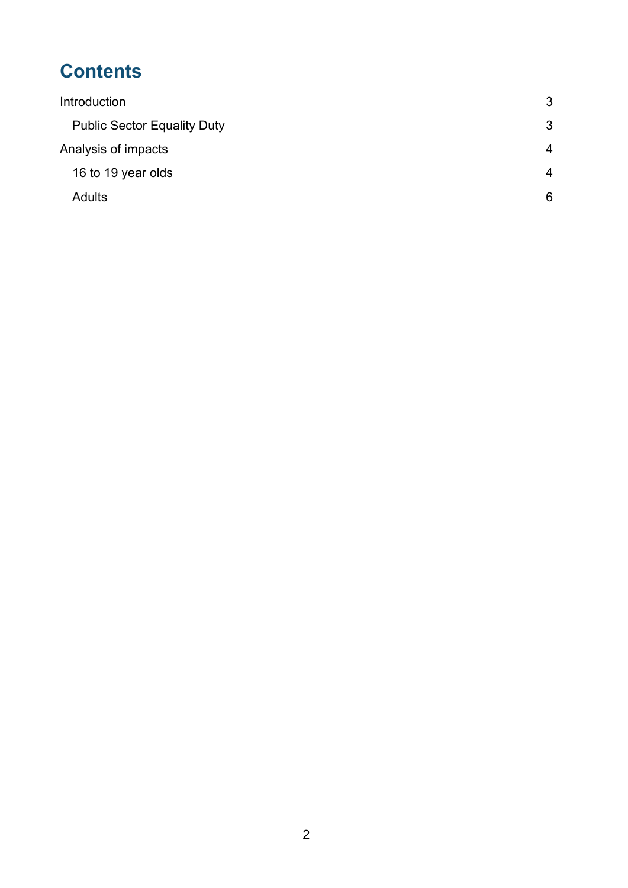# Contents

Introduction 3

- Public Sector Equality Duty 3

Analysis of impacts 4

- 16 to 19 year olds 4
- Adults 6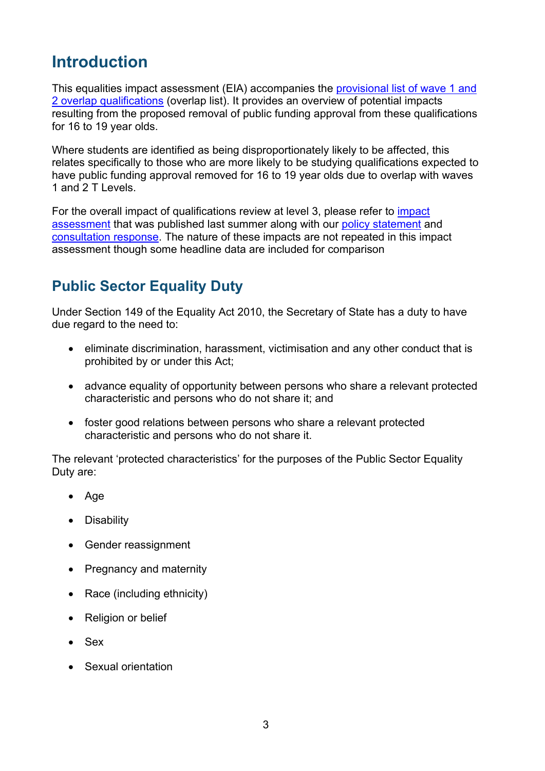# Introduction

This equalities impact assessment (EIA) accompanies the provisional list of wave 1 and 2 overlap qualifications (overlap list). It provides an overview of potential impacts resulting from the proposed removal of public funding approval from these qualifications for 16 to 19 year olds.

Where students are identified as being disproportionately likely to be affected, this relates specifically to those who are more likely to be studying qualifications expected to have public funding approval removed for 16 to 19 year olds due to overlap with waves 1 and 2 T Levels.

For the overall impact of qualifications review at level 3, please refer to impact assessment that was published last summer along with our policy statement and consultation response. The nature of these impacts are not repeated in this impact assessment though some headline data are included for comparison

## Public Sector Equality Duty

Under Section 149 of the Equality Act 2010, the Secretary of State has a duty to have due regard to the need to:

- eliminate discrimination, harassment, victimisation and any other conduct that is prohibited by or under this Act;
- advance equality of opportunity between persons who share a relevant protected characteristic and persons who do not share it; and
- foster good relations between persons who share a relevant protected characteristic and persons who do not share it.

The relevant 'protected characteristics' for the purposes of the Public Sector Equality Duty are:

- Age
- Disability
- Gender reassignment
- Pregnancy and maternity
- Race (including ethnicity)
- Religion or belief
- Sex
- Sexual orientation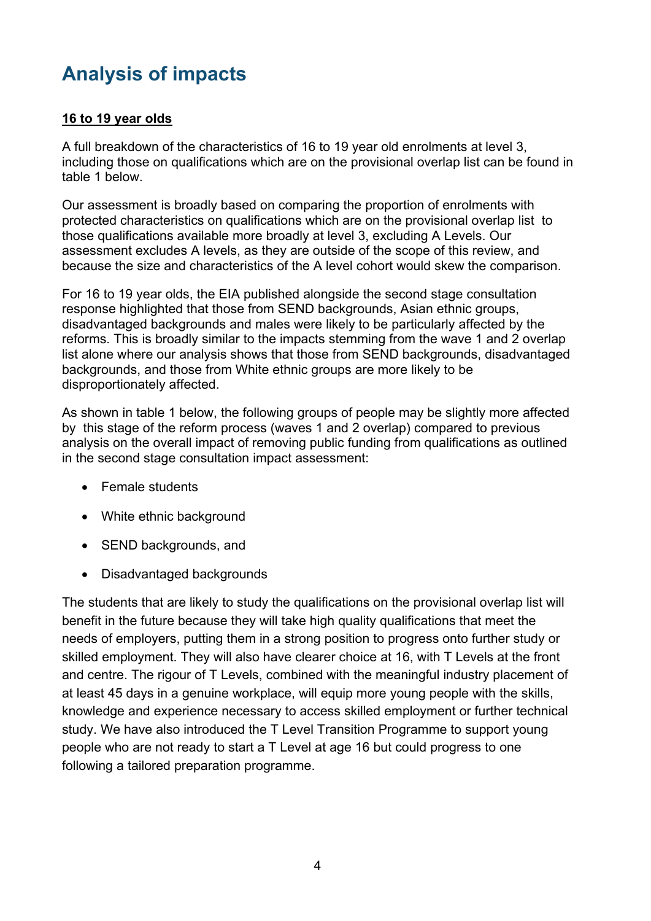## Analysis of impacts

### 16 to 19 year olds

A full breakdown of the characteristics of 16 to 19 year old enrolments at level 3, including those on qualifications which are on the provisional overlap list can be found in table 1 below.

Our assessment is broadly based on comparing the proportion of enrolments with protected characteristics on qualifications which are on the provisional overlap list to those qualifications available more broadly at level 3, excluding A Levels. Our assessment excludes A levels, as they are outside of the scope of this review, and because the size and characteristics of the A level cohort would skew the comparison.

For 16 to 19 year olds, the EIA published alongside the second stage consultation response highlighted that those from SEND backgrounds, Asian ethnic groups, disadvantaged backgrounds and males were likely to be particularly affected by the reforms. This is broadly similar to the impacts stemming from the wave 1 and 2 overlap list alone where our analysis shows that those from SEND backgrounds, disadvantaged backgrounds, and those from White ethnic groups are more likely to be disproportionately affected.

As shown in table 1 below, the following groups of people may be slightly more affected by this stage of the reform process (waves 1 and 2 overlap) compared to previous analysis on the overall impact of removing public funding from qualifications as outlined in the second stage consultation impact assessment:

- Female students
- White ethnic background
- SEND backgrounds, and
- Disadvantaged backgrounds

The students that are likely to study the qualifications on the provisional overlap list will benefit in the future because they will take high quality qualifications that meet the needs of employers, putting them in a strong position to progress onto further study or skilled employment. They will also have clearer choice at 16, with T Levels at the front and centre. The rigour of T Levels, combined with the meaningful industry placement of at least 45 days in a genuine workplace, will equip more young people with the skills, knowledge and experience necessary to access skilled employment or further technical study. We have also introduced the T Level Transition Programme to support young people who are not ready to start a T Level at age 16 but could progress to one following a tailored preparation programme.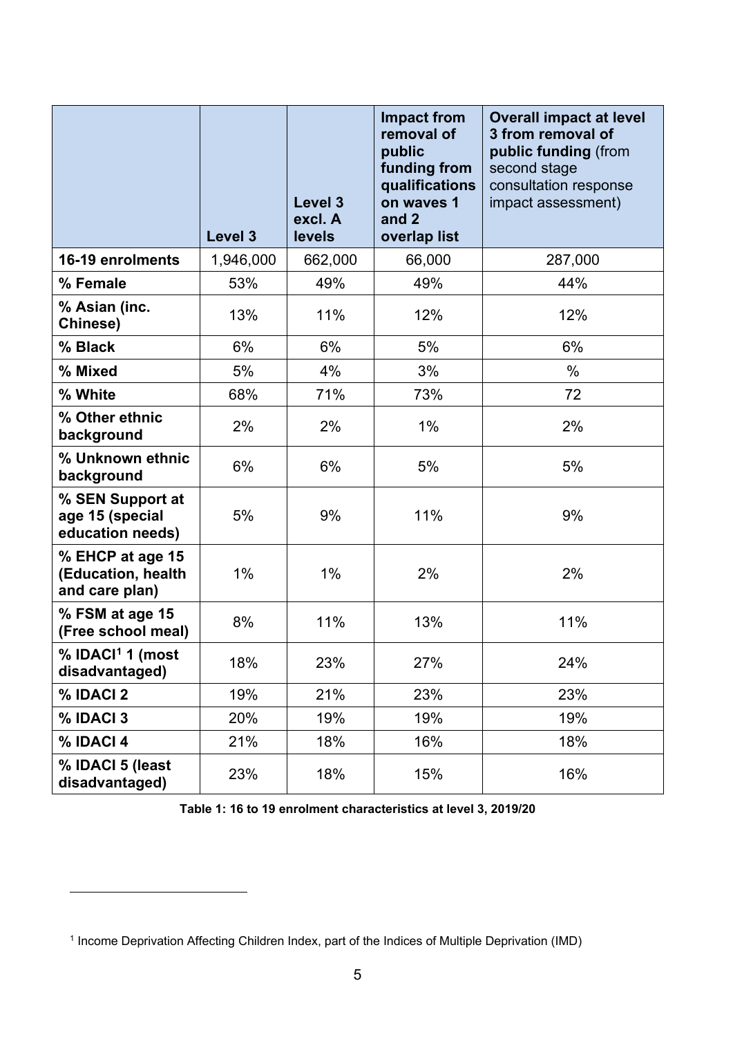| | Level 3 | Level 3 excl. A levels | Impact from removal of public funding from qualifications on waves 1 and 2 overlap list | **Overall impact at level 3 from removal of public funding** (from second stage consultation response impact assessment) |
|---|---|---|---|---|
| **16-19 enrolments** | 1,946,000 | 662,000 | 66,000 | 287,000 |
| **% Female** | 53% | 49% | 49% | 44% |
| **% Asian (inc. Chinese)** | 13% | 11% | 12% | 12% |
| **% Black** | 6% | 6% | 5% | 6% |
| **% Mixed** | 5% | 4% | 3% | % |
| **% White** | 68% | 71% | 73% | 72 |
| **% Other ethnic background** | 2% | 2% | 1% | 2% |
| **% Unknown ethnic background** | 6% | 6% | 5% | 5% |
| **% SEN Support at age 15 (special education needs)** | 5% | 9% | 11% | 9% |
| **% EHCP at age 15 (Education, health and care plan)** | 1% | 1% | 2% | 2% |
| **% FSM at age 15 (Free school meal)** | 8% | 11% | 13% | 11% |
| **% IDACI[1] 1 (most disadvantaged)** | 18% | 23% | 27% | 24% |
| **% IDACI 2** | 19% | 21% | 23% | 23% |
| **% IDACI 3** | 20% | 19% | 19% | 19% |
| **% IDACI 4** | 21% | 18% | 16% | 18% |
| **% IDACI 5 (least disadvantaged)** | 23% | 18% | 15% | 16% |

**Table 1: 16 to 19 enrolment characteristics at level 3, 2019/20**

[1] Income Deprivation Affecting Children Index, part of the Indices of Multiple Deprivation (IMD)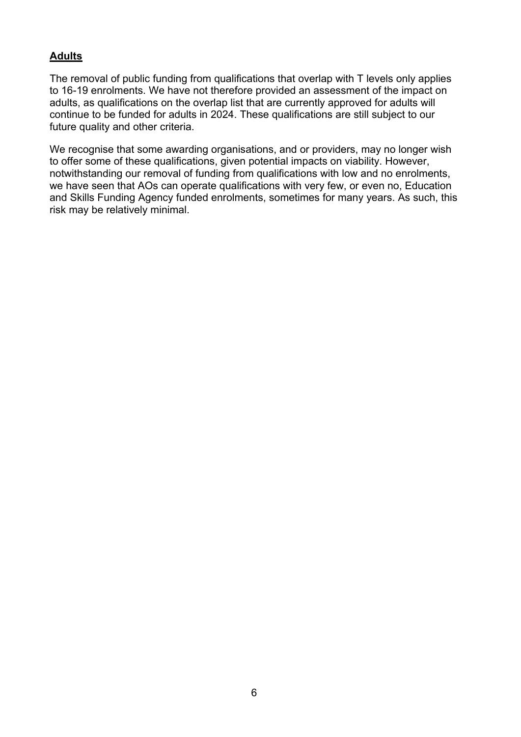## Adults

The removal of public funding from qualifications that overlap with T levels only applies to 16-19 enrolments. We have not therefore provided an assessment of the impact on adults, as qualifications on the overlap list that are currently approved for adults will continue to be funded for adults in 2024. These qualifications are still subject to our future quality and other criteria.

We recognise that some awarding organisations, and or providers, may no longer wish to offer some of these qualifications, given potential impacts on viability. However, notwithstanding our removal of funding from qualifications with low and no enrolments, we have seen that AOs can operate qualifications with very few, or even no, Education and Skills Funding Agency funded enrolments, sometimes for many years. As such, this risk may be relatively minimal.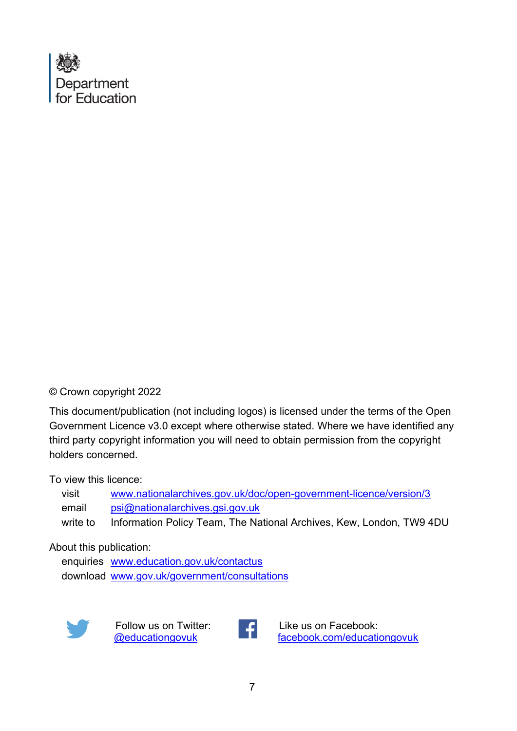Department for Education

© Crown copyright 2022

This document/publication (not including logos) is licensed under the terms of the Open Government Licence v3.0 except where otherwise stated. Where we have identified any third party copyright information you will need to obtain permission from the copyright holders concerned.

To view this licence:

| | |
|---|---|
| visit | www.nationalarchives.gov.uk/doc/open-government-licence/version/3 |
| email | psi@nationalarchives.gsi.gov.uk |
| write to | Information Policy Team, The National Archives, Kew, London, TW9 4DU |

About this publication:

| | |
|---|---|
| enquiries | www.education.gov.uk/contactus |
| download | www.gov.uk/government/consultations |

Follow us on Twitter: @educationgovuk

Like us on Facebook: facebook.com/educationgovuk